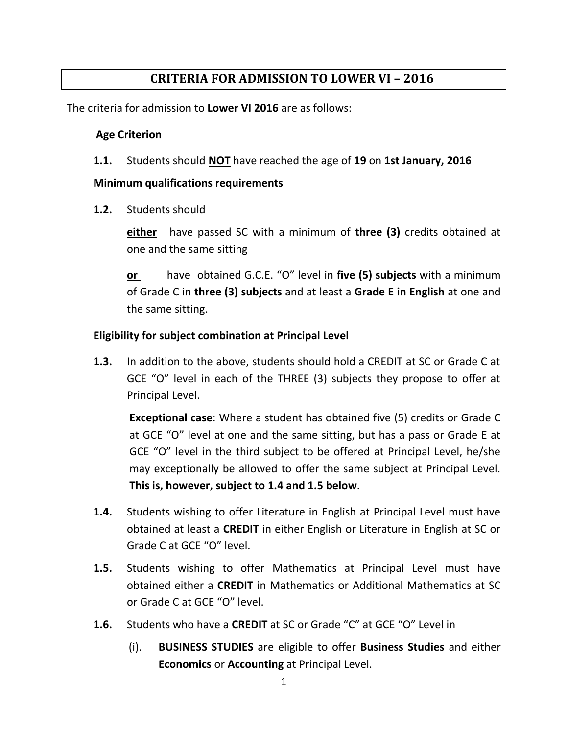# CRITERIA FOR ADMISSION TO LOWER VI – 2016

The criteria for admission to **Lower VI 2016** are as follows:

**Age Criterion**

**1.1.** Students should **NOT** have reached the age of **19** on **1st January, 2016**

**Minimum qualifications requirements**

**1.2.** Students should

**either** have passed SC with a minimum of **three (3)** credits obtained at one and the same sitting

**or** have obtained G.C.E. "O" level in **five (5) subjects** with a minimum of Grade C in **three (3) subjects** and at least a **Grade E in English** at one and the same sitting.

**Eligibility for subject combination at Principal Level**

**1.3.** In addition to the above, students should hold a CREDIT at SC or Grade C at GCE "O" level in each of the THREE (3) subjects they propose to offer at Principal Level.

**Exceptional case**: Where a student has obtained five (5) credits or Grade C at GCE "O" level at one and the same sitting, but has a pass or Grade E at GCE "O" level in the third subject to be offered at Principal Level, he/she may exceptionally be allowed to offer the same subject at Principal Level. **This is, however, subject to 1.4 and 1.5 below**.

**1.4.** Students wishing to offer Literature in English at Principal Level must have obtained at least a **CREDIT** in either English or Literature in English at SC or Grade C at GCE "O" level.

**1.5.** Students wishing to offer Mathematics at Principal Level must have obtained either a **CREDIT** in Mathematics or Additional Mathematics at SC or Grade C at GCE "O" level.

**1.6.** Students who have a **CREDIT** at SC or Grade "C" at GCE "O" Level in

(i). **BUSINESS STUDIES** are eligible to offer **Business Studies** and either **Economics** or **Accounting** at Principal Level.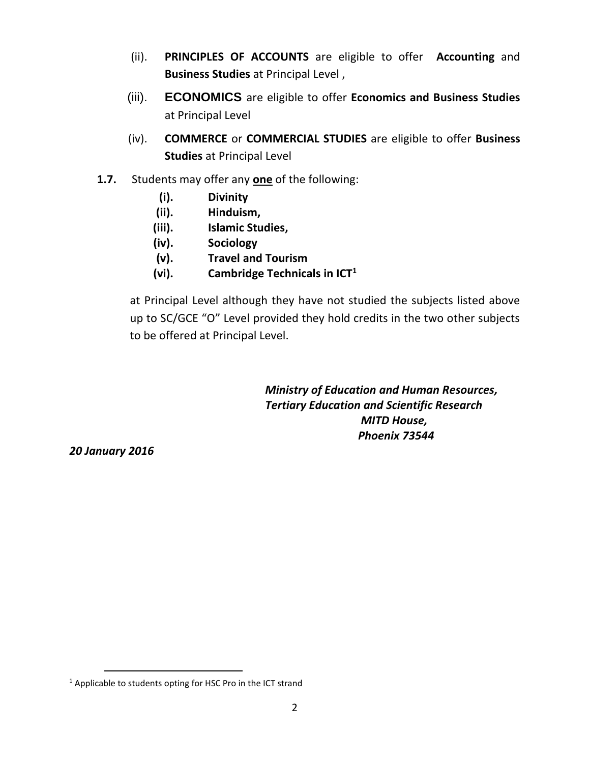(ii). **PRINCIPLES OF ACCOUNTS** are eligible to offer **Accounting** and **Business Studies** at Principal Level ,

(iii). **ECONOMICS** are eligible to offer **Economics and Business Studies** at Principal Level

(iv). **COMMERCE** or **COMMERCIAL STUDIES** are eligible to offer **Business Studies** at Principal Level

**1.7.** Students may offer any **one** of the following:

**(i). Divinity**
**(ii). Hinduism,**
**(iii). Islamic Studies,**
**(iv). Sociology**
**(v). Travel and Tourism**
**(vi). Cambridge Technicals in ICT**[1]

at Principal Level although they have not studied the subjects listed above up to SC/GCE "O" Level provided they hold credits in the two other subjects to be offered at Principal Level.

***Ministry of Education and Human Resources,***
***Tertiary Education and Scientific Research***
***MITD House,***
***Phoenix 73544***

***20 January 2016***

[1] Applicable to students opting for HSC Pro in the ICT strand